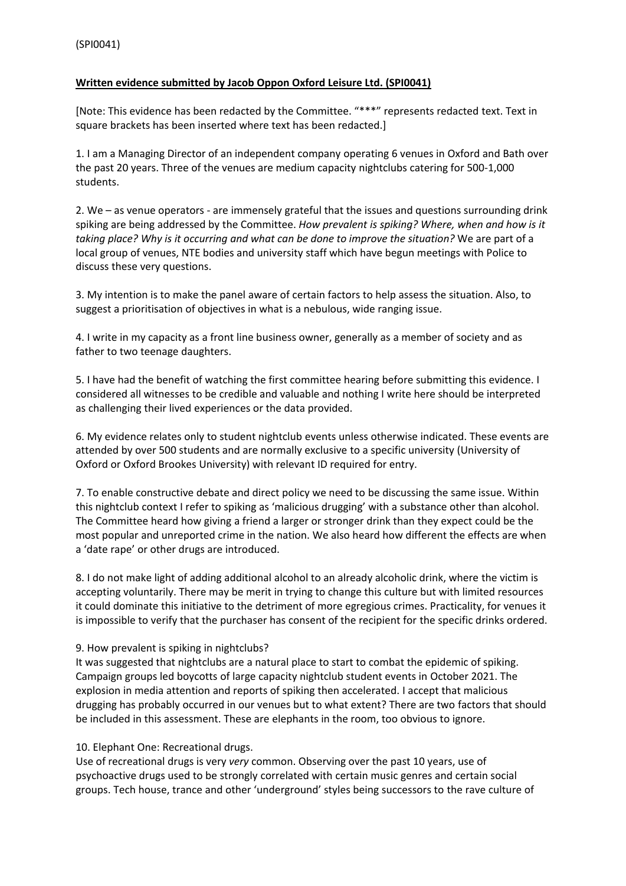(SPI0041)

**Written evidence submitted by Jacob Oppon Oxford Leisure Ltd. (SPI0041)**

[Note: This evidence has been redacted by the Committee. "***" represents redacted text. Text in square brackets has been inserted where text has been redacted.]

1. I am a Managing Director of an independent company operating 6 venues in Oxford and Bath over the past 20 years. Three of the venues are medium capacity nightclubs catering for 500-1,000 students.

2. We – as venue operators - are immensely grateful that the issues and questions surrounding drink spiking are being addressed by the Committee. *How prevalent is spiking? Where, when and how is it taking place? Why is it occurring and what can be done to improve the situation?* We are part of a local group of venues, NTE bodies and university staff which have begun meetings with Police to discuss these very questions.

3. My intention is to make the panel aware of certain factors to help assess the situation. Also, to suggest a prioritisation of objectives in what is a nebulous, wide ranging issue.

4. I write in my capacity as a front line business owner, generally as a member of society and as father to two teenage daughters.

5. I have had the benefit of watching the first committee hearing before submitting this evidence. I considered all witnesses to be credible and valuable and nothing I write here should be interpreted as challenging their lived experiences or the data provided.

6. My evidence relates only to student nightclub events unless otherwise indicated. These events are attended by over 500 students and are normally exclusive to a specific university (University of Oxford or Oxford Brookes University) with relevant ID required for entry.

7. To enable constructive debate and direct policy we need to be discussing the same issue. Within this nightclub context I refer to spiking as 'malicious drugging' with a substance other than alcohol. The Committee heard how giving a friend a larger or stronger drink than they expect could be the most popular and unreported crime in the nation. We also heard how different the effects are when a 'date rape' or other drugs are introduced.

8. I do not make light of adding additional alcohol to an already alcoholic drink, where the victim is accepting voluntarily. There may be merit in trying to change this culture but with limited resources it could dominate this initiative to the detriment of more egregious crimes. Practicality, for venues it is impossible to verify that the purchaser has consent of the recipient for the specific drinks ordered.

9. How prevalent is spiking in nightclubs?
It was suggested that nightclubs are a natural place to start to combat the epidemic of spiking. Campaign groups led boycotts of large capacity nightclub student events in October 2021. The explosion in media attention and reports of spiking then accelerated. I accept that malicious drugging has probably occurred in our venues but to what extent? There are two factors that should be included in this assessment. These are elephants in the room, too obvious to ignore.

10. Elephant One: Recreational drugs.
Use of recreational drugs is very *very* common. Observing over the past 10 years, use of psychoactive drugs used to be strongly correlated with certain music genres and certain social groups. Tech house, trance and other 'underground' styles being successors to the rave culture of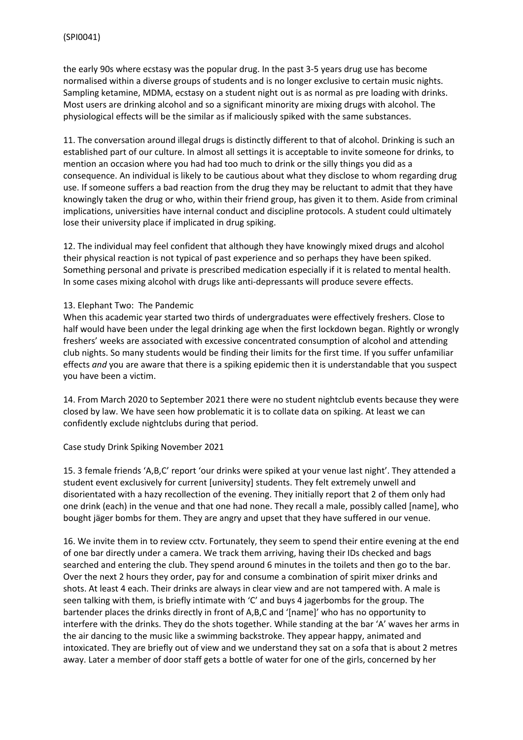the early 90s where ecstasy was the popular drug. In the past 3-5 years drug use has become normalised within a diverse groups of students and is no longer exclusive to certain music nights. Sampling ketamine, MDMA, ecstasy on a student night out is as normal as pre loading with drinks. Most users are drinking alcohol and so a significant minority are mixing drugs with alcohol. The physiological effects will be the similar as if maliciously spiked with the same substances.

11. The conversation around illegal drugs is distinctly different to that of alcohol. Drinking is such an established part of our culture. In almost all settings it is acceptable to invite someone for drinks, to mention an occasion where you had had too much to drink or the silly things you did as a consequence. An individual is likely to be cautious about what they disclose to whom regarding drug use. If someone suffers a bad reaction from the drug they may be reluctant to admit that they have knowingly taken the drug or who, within their friend group, has given it to them. Aside from criminal implications, universities have internal conduct and discipline protocols. A student could ultimately lose their university place if implicated in drug spiking.

12. The individual may feel confident that although they have knowingly mixed drugs and alcohol their physical reaction is not typical of past experience and so perhaps they have been spiked. Something personal and private is prescribed medication especially if it is related to mental health. In some cases mixing alcohol with drugs like anti-depressants will produce severe effects.

13. Elephant Two: The Pandemic
When this academic year started two thirds of undergraduates were effectively freshers. Close to half would have been under the legal drinking age when the first lockdown began. Rightly or wrongly freshers' weeks are associated with excessive concentrated consumption of alcohol and attending club nights. So many students would be finding their limits for the first time. If you suffer unfamiliar effects *and* you are aware that there is a spiking epidemic then it is understandable that you suspect you have been a victim.

14. From March 2020 to September 2021 there were no student nightclub events because they were closed by law. We have seen how problematic it is to collate data on spiking. At least we can confidently exclude nightclubs during that period.

Case study Drink Spiking November 2021

15. 3 female friends 'A,B,C' report 'our drinks were spiked at your venue last night'. They attended a student event exclusively for current [university] students. They felt extremely unwell and disorientated with a hazy recollection of the evening. They initially report that 2 of them only had one drink (each) in the venue and that one had none. They recall a male, possibly called [name], who bought jäger bombs for them. They are angry and upset that they have suffered in our venue.

16. We invite them in to review cctv. Fortunately, they seem to spend their entire evening at the end of one bar directly under a camera. We track them arriving, having their IDs checked and bags searched and entering the club. They spend around 6 minutes in the toilets and then go to the bar. Over the next 2 hours they order, pay for and consume a combination of spirit mixer drinks and shots. At least 4 each. Their drinks are always in clear view and are not tampered with. A male is seen talking with them, is briefly intimate with 'C' and buys 4 jagerbombs for the group. The bartender places the drinks directly in front of A,B,C and '[name]' who has no opportunity to interfere with the drinks. They do the shots together. While standing at the bar 'A' waves her arms in the air dancing to the music like a swimming backstroke. They appear happy, animated and intoxicated. They are briefly out of view and we understand they sat on a sofa that is about 2 metres away. Later a member of door staff gets a bottle of water for one of the girls, concerned by her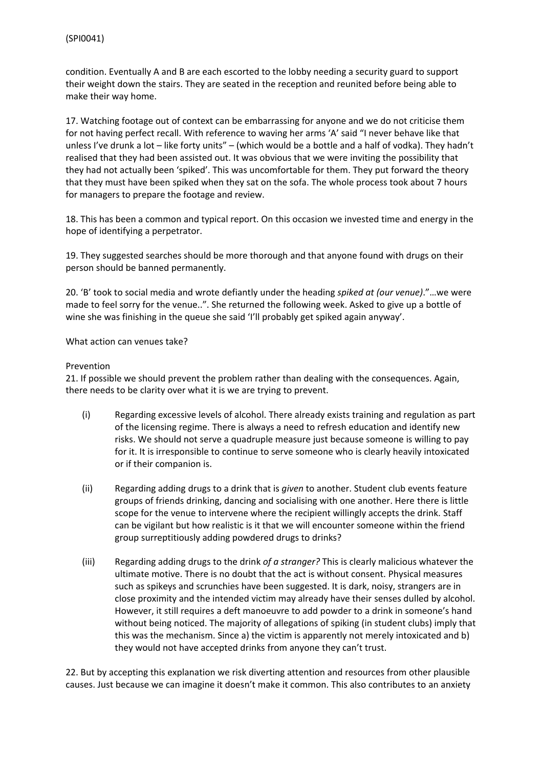condition. Eventually A and B are each escorted to the lobby needing a security guard to support their weight down the stairs. They are seated in the reception and reunited before being able to make their way home.

17. Watching footage out of context can be embarrassing for anyone and we do not criticise them for not having perfect recall. With reference to waving her arms 'A' said "I never behave like that unless I've drunk a lot – like forty units" – (which would be a bottle and a half of vodka). They hadn't realised that they had been assisted out. It was obvious that we were inviting the possibility that they had not actually been 'spiked'. This was uncomfortable for them. They put forward the theory that they must have been spiked when they sat on the sofa. The whole process took about 7 hours for managers to prepare the footage and review.

18. This has been a common and typical report. On this occasion we invested time and energy in the hope of identifying a perpetrator.

19. They suggested searches should be more thorough and that anyone found with drugs on their person should be banned permanently.

20. 'B' took to social media and wrote defiantly under the heading *spiked at (our venue)*."…we were made to feel sorry for the venue..". She returned the following week. Asked to give up a bottle of wine she was finishing in the queue she said 'I'll probably get spiked again anyway'.

What action can venues take?

Prevention

21. If possible we should prevent the problem rather than dealing with the consequences. Again, there needs to be clarity over what it is we are trying to prevent.

(i) Regarding excessive levels of alcohol. There already exists training and regulation as part of the licensing regime. There is always a need to refresh education and identify new risks. We should not serve a quadruple measure just because someone is willing to pay for it. It is irresponsible to continue to serve someone who is clearly heavily intoxicated or if their companion is.

(ii) Regarding adding drugs to a drink that is *given* to another. Student club events feature groups of friends drinking, dancing and socialising with one another. Here there is little scope for the venue to intervene where the recipient willingly accepts the drink. Staff can be vigilant but how realistic is it that we will encounter someone within the friend group surreptitiously adding powdered drugs to drinks?

(iii) Regarding adding drugs to the drink *of a stranger?* This is clearly malicious whatever the ultimate motive. There is no doubt that the act is without consent. Physical measures such as spikeys and scrunchies have been suggested. It is dark, noisy, strangers are in close proximity and the intended victim may already have their senses dulled by alcohol. However, it still requires a deft manoeuvre to add powder to a drink in someone's hand without being noticed. The majority of allegations of spiking (in student clubs) imply that this was the mechanism. Since a) the victim is apparently not merely intoxicated and b) they would not have accepted drinks from anyone they can't trust.

22. But by accepting this explanation we risk diverting attention and resources from other plausible causes. Just because we can imagine it doesn't make it common. This also contributes to an anxiety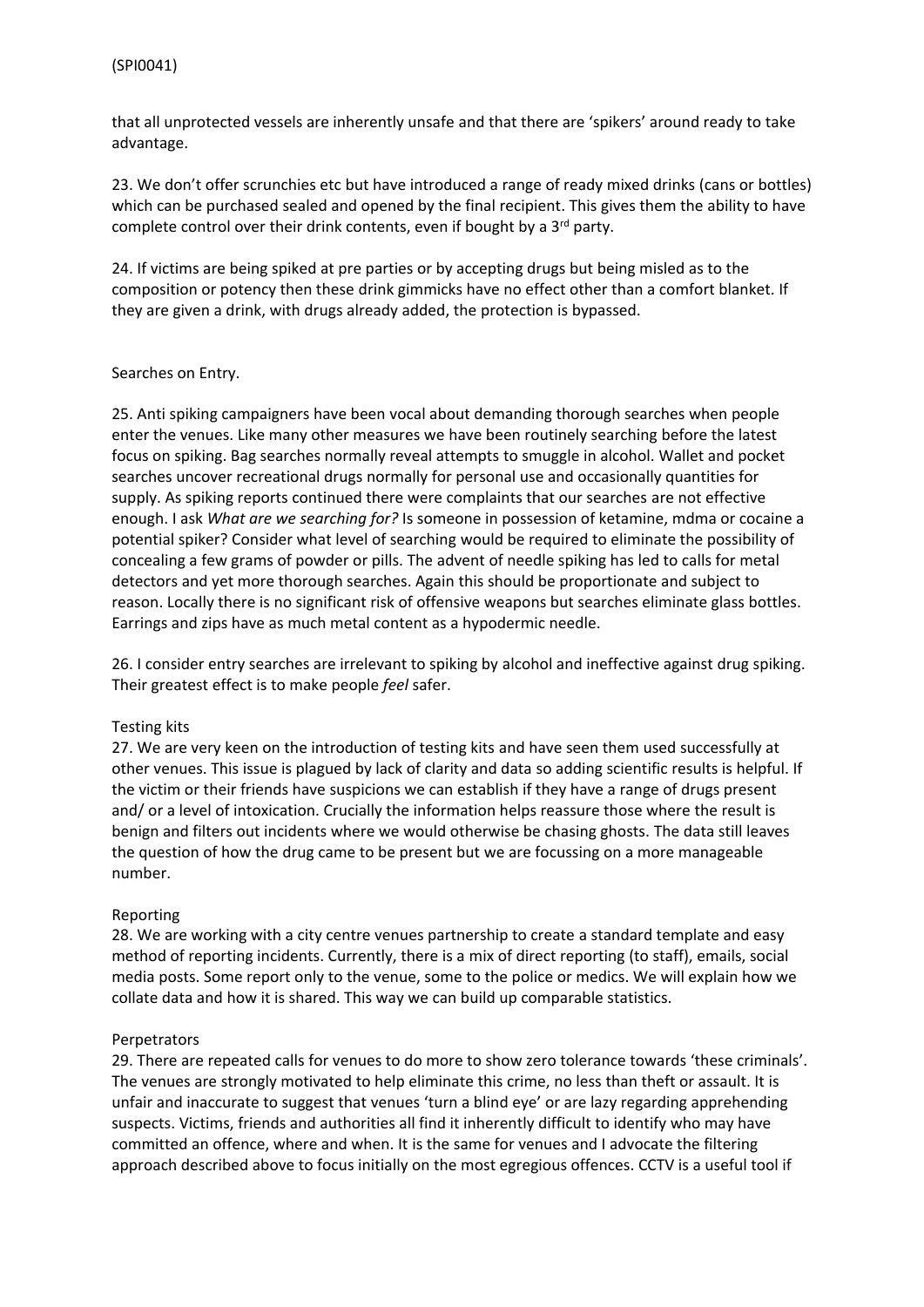that all unprotected vessels are inherently unsafe and that there are 'spikers' around ready to take advantage.

23. We don't offer scrunchies etc but have introduced a range of ready mixed drinks (cans or bottles) which can be purchased sealed and opened by the final recipient. This gives them the ability to have complete control over their drink contents, even if bought by a 3rd party.

24. If victims are being spiked at pre parties or by accepting drugs but being misled as to the composition or potency then these drink gimmicks have no effect other than a comfort blanket. If they are given a drink, with drugs already added, the protection is bypassed.

Searches on Entry.

25. Anti spiking campaigners have been vocal about demanding thorough searches when people enter the venues. Like many other measures we have been routinely searching before the latest focus on spiking. Bag searches normally reveal attempts to smuggle in alcohol. Wallet and pocket searches uncover recreational drugs normally for personal use and occasionally quantities for supply. As spiking reports continued there were complaints that our searches are not effective enough. I ask *What are we searching for?* Is someone in possession of ketamine, mdma or cocaine a potential spiker? Consider what level of searching would be required to eliminate the possibility of concealing a few grams of powder or pills. The advent of needle spiking has led to calls for metal detectors and yet more thorough searches. Again this should be proportionate and subject to reason. Locally there is no significant risk of offensive weapons but searches eliminate glass bottles. Earrings and zips have as much metal content as a hypodermic needle.

26. I consider entry searches are irrelevant to spiking by alcohol and ineffective against drug spiking. Their greatest effect is to make people *feel* safer.

Testing kits

27. We are very keen on the introduction of testing kits and have seen them used successfully at other venues. This issue is plagued by lack of clarity and data so adding scientific results is helpful. If the victim or their friends have suspicions we can establish if they have a range of drugs present and/ or a level of intoxication. Crucially the information helps reassure those where the result is benign and filters out incidents where we would otherwise be chasing ghosts. The data still leaves the question of how the drug came to be present but we are focussing on a more manageable number.

Reporting

28. We are working with a city centre venues partnership to create a standard template and easy method of reporting incidents. Currently, there is a mix of direct reporting (to staff), emails, social media posts. Some report only to the venue, some to the police or medics. We will explain how we collate data and how it is shared. This way we can build up comparable statistics.

Perpetrators

29. There are repeated calls for venues to do more to show zero tolerance towards 'these criminals'. The venues are strongly motivated to help eliminate this crime, no less than theft or assault. It is unfair and inaccurate to suggest that venues 'turn a blind eye' or are lazy regarding apprehending suspects. Victims, friends and authorities all find it inherently difficult to identify who may have committed an offence, where and when. It is the same for venues and I advocate the filtering approach described above to focus initially on the most egregious offences. CCTV is a useful tool if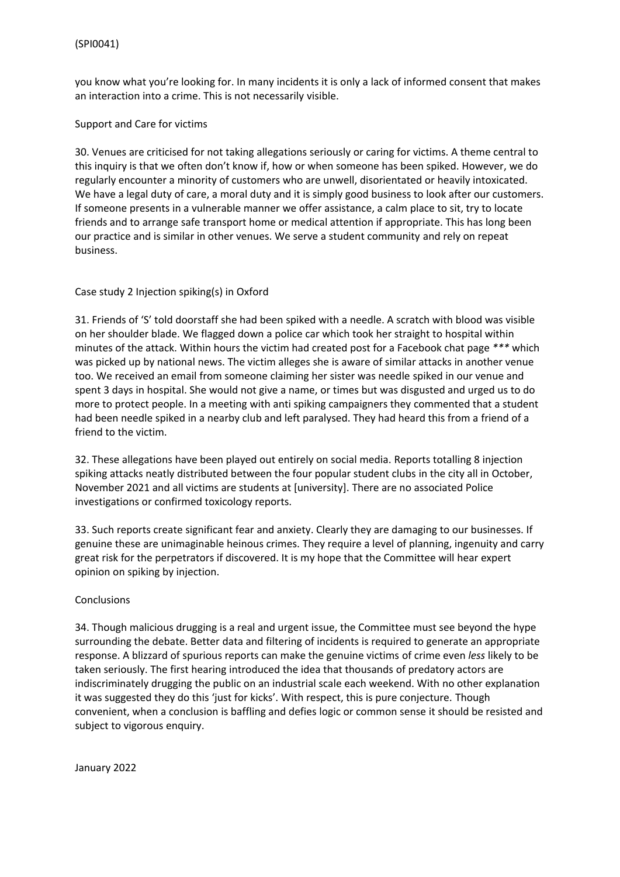you know what you're looking for. In many incidents it is only a lack of informed consent that makes an interaction into a crime. This is not necessarily visible.

Support and Care for victims

30. Venues are criticised for not taking allegations seriously or caring for victims. A theme central to this inquiry is that we often don't know if, how or when someone has been spiked. However, we do regularly encounter a minority of customers who are unwell, disorientated or heavily intoxicated. We have a legal duty of care, a moral duty and it is simply good business to look after our customers. If someone presents in a vulnerable manner we offer assistance, a calm place to sit, try to locate friends and to arrange safe transport home or medical attention if appropriate. This has long been our practice and is similar in other venues. We serve a student community and rely on repeat business.

Case study 2 Injection spiking(s) in Oxford

31. Friends of 'S' told doorstaff she had been spiked with a needle. A scratch with blood was visible on her shoulder blade. We flagged down a police car which took her straight to hospital within minutes of the attack. Within hours the victim had created post for a Facebook chat page *\*\** which was picked up by national news. The victim alleges she is aware of similar attacks in another venue too. We received an email from someone claiming her sister was needle spiked in our venue and spent 3 days in hospital. She would not give a name, or times but was disgusted and urged us to do more to protect people. In a meeting with anti spiking campaigners they commented that a student had been needle spiked in a nearby club and left paralysed. They had heard this from a friend of a friend to the victim.

32. These allegations have been played out entirely on social media. Reports totalling 8 injection spiking attacks neatly distributed between the four popular student clubs in the city all in October, November 2021 and all victims are students at [university]. There are no associated Police investigations or confirmed toxicology reports.

33. Such reports create significant fear and anxiety. Clearly they are damaging to our businesses. If genuine these are unimaginable heinous crimes. They require a level of planning, ingenuity and carry great risk for the perpetrators if discovered. It is my hope that the Committee will hear expert opinion on spiking by injection.

Conclusions

34. Though malicious drugging is a real and urgent issue, the Committee must see beyond the hype surrounding the debate. Better data and filtering of incidents is required to generate an appropriate response. A blizzard of spurious reports can make the genuine victims of crime even *less* likely to be taken seriously. The first hearing introduced the idea that thousands of predatory actors are indiscriminately drugging the public on an industrial scale each weekend. With no other explanation it was suggested they do this 'just for kicks'. With respect, this is pure conjecture. Though convenient, when a conclusion is baffling and defies logic or common sense it should be resisted and subject to vigorous enquiry.

January 2022